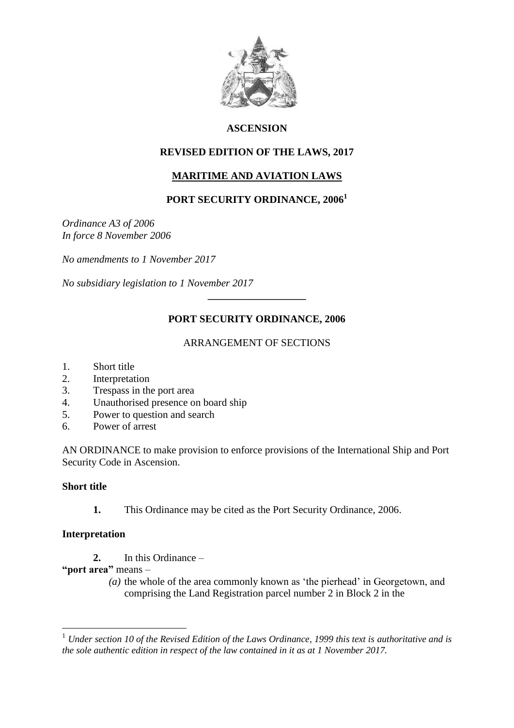# ASCENSION

## REVISED EDITION OF THE LAWS, 2017

## MARITIME AND AVIATION LAWS

## PORT SECURITY ORDINANCE, 2006[1]

*Ordinance A3 of 2006*
*In force 8 November 2006*

*No amendments to 1 November 2017*

*No subsidiary legislation to 1 November 2017*

---

## PORT SECURITY ORDINANCE, 2006

ARRANGEMENT OF SECTIONS

1. Short title
2. Interpretation
3. Trespass in the port area
4. Unauthorised presence on board ship
5. Power to question and search
6. Power of arrest

AN ORDINANCE to make provision to enforce provisions of the International Ship and Port Security Code in Ascension.

### Short title

**1.** This Ordinance may be cited as the Port Security Ordinance, 2006.

### Interpretation

**2.** In this Ordinance –

**"port area"** means –

*(a)* the whole of the area commonly known as 'the pierhead' in Georgetown, and comprising the Land Registration parcel number 2 in Block 2 in the

---

[1] *Under section 10 of the Revised Edition of the Laws Ordinance, 1999 this text is authoritative and is the sole authentic edition in respect of the law contained in it as at 1 November 2017.*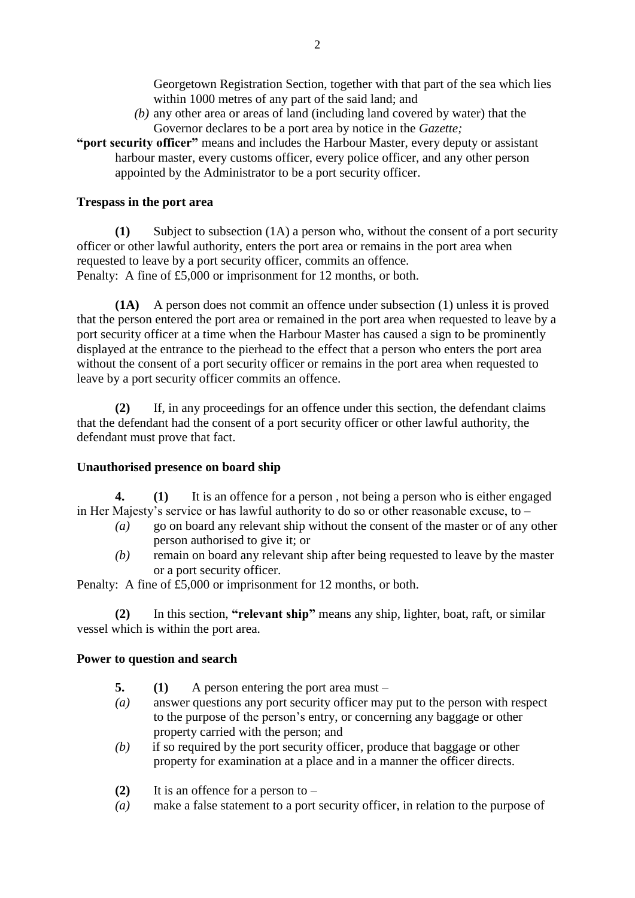Georgetown Registration Section, together with that part of the sea which lies within 1000 metres of any part of the said land; and

*(b)* any other area or areas of land (including land covered by water) that the Governor declares to be a port area by notice in the *Gazette;*

**"port security officer"** means and includes the Harbour Master, every deputy or assistant harbour master, every customs officer, every police officer, and any other person appointed by the Administrator to be a port security officer.

**Trespass in the port area**

**(1)** Subject to subsection (1A) a person who, without the consent of a port security officer or other lawful authority, enters the port area or remains in the port area when requested to leave by a port security officer, commits an offence.
Penalty: A fine of £5,000 or imprisonment for 12 months, or both.

**(1A)** A person does not commit an offence under subsection (1) unless it is proved that the person entered the port area or remained in the port area when requested to leave by a port security officer at a time when the Harbour Master has caused a sign to be prominently displayed at the entrance to the pierhead to the effect that a person who enters the port area without the consent of a port security officer or remains in the port area when requested to leave by a port security officer commits an offence.

**(2)** If, in any proceedings for an offence under this section, the defendant claims that the defendant had the consent of a port security officer or other lawful authority, the defendant must prove that fact.

**Unauthorised presence on board ship**

**4. (1)** It is an offence for a person , not being a person who is either engaged in Her Majesty's service or has lawful authority to do so or other reasonable excuse, to –

*(a)* go on board any relevant ship without the consent of the master or of any other person authorised to give it; or

*(b)* remain on board any relevant ship after being requested to leave by the master or a port security officer.

Penalty: A fine of £5,000 or imprisonment for 12 months, or both.

**(2)** In this section, **"relevant ship"** means any ship, lighter, boat, raft, or similar vessel which is within the port area.

**Power to question and search**

**5. (1)** A person entering the port area must –

*(a)* answer questions any port security officer may put to the person with respect to the purpose of the person's entry, or concerning any baggage or other property carried with the person; and

*(b)* if so required by the port security officer, produce that baggage or other property for examination at a place and in a manner the officer directs.

**(2)** It is an offence for a person to –

*(a)* make a false statement to a port security officer, in relation to the purpose of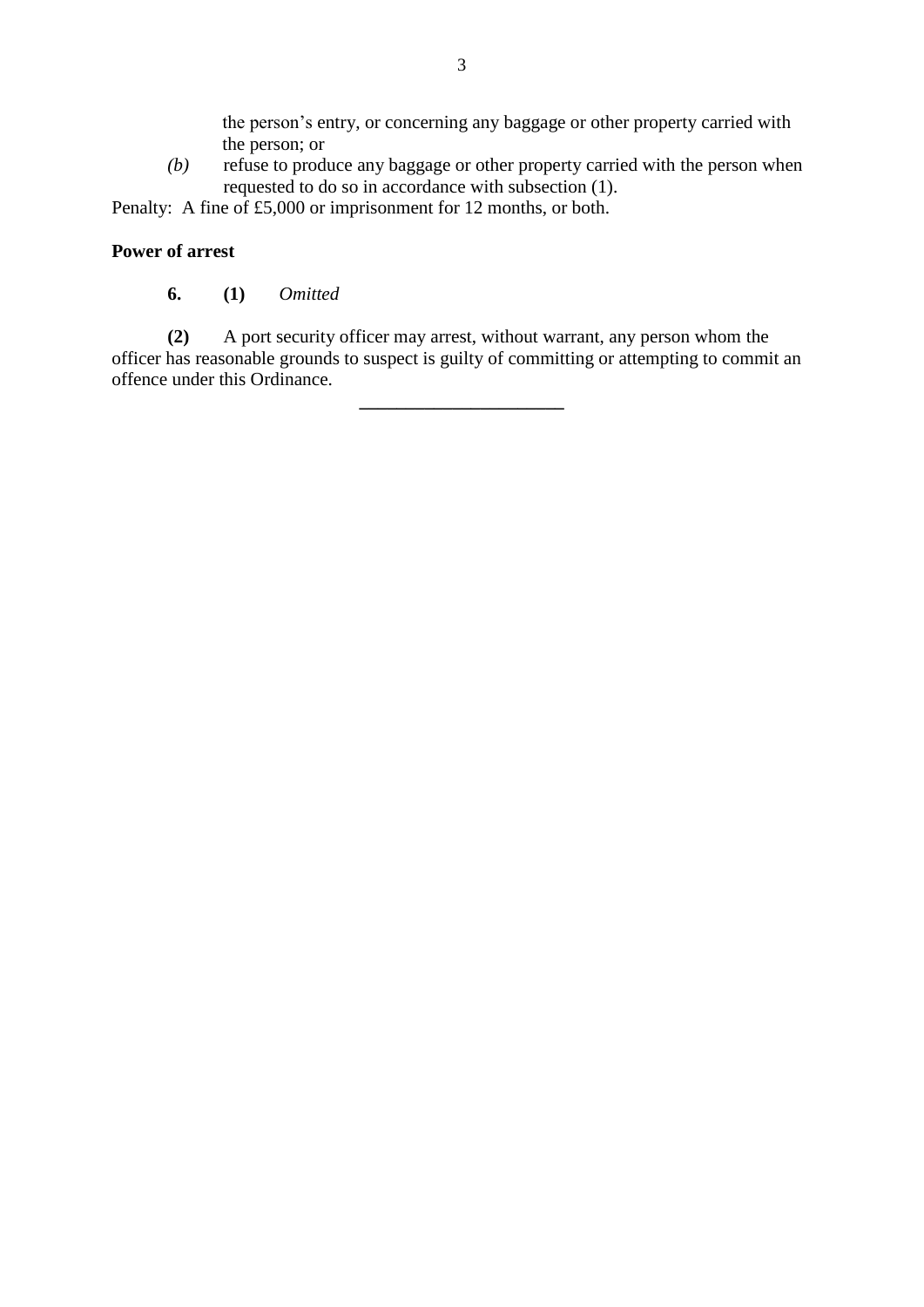the person's entry, or concerning any baggage or other property carried with the person; or

*(b)* refuse to produce any baggage or other property carried with the person when requested to do so in accordance with subsection (1).

Penalty: A fine of £5,000 or imprisonment for 12 months, or both.

**Power of arrest**

**6.** **(1)** *Omitted*

**(2)** A port security officer may arrest, without warrant, any person whom the officer has reasonable grounds to suspect is guilty of committing or attempting to commit an offence under this Ordinance.

---